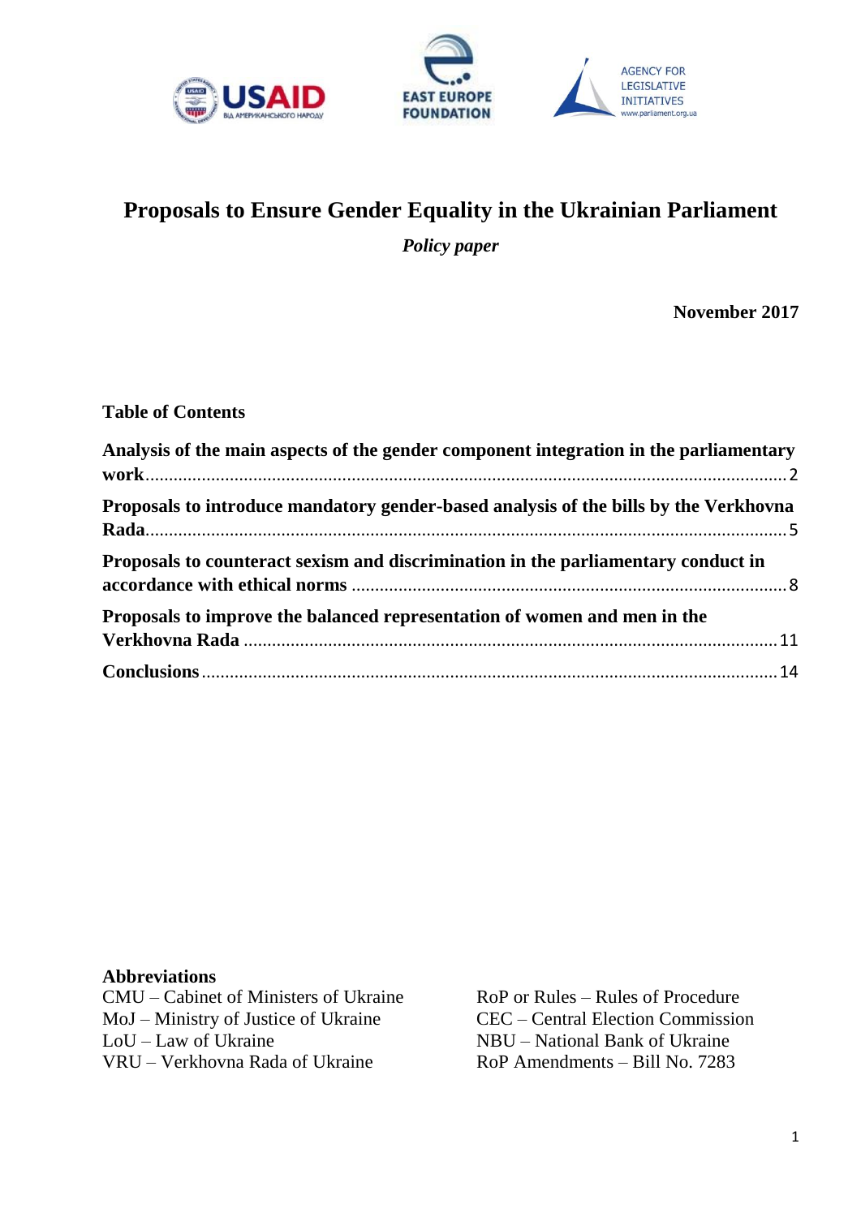# Proposals to Ensure Gender Equality in the Ukrainian Parliament

*Policy paper*

**November 2017**

**Table of Contents**

**Analysis of the main aspects of the gender component integration in the parliamentary work** ........ 2

**Proposals to introduce mandatory gender-based analysis of the bills by the Verkhovna Rada** ........ 5

**Proposals to counteract sexism and discrimination in the parliamentary conduct in accordance with ethical norms** ........ 8

**Proposals to improve the balanced representation of women and men in the Verkhovna Rada** ........ 11

**Conclusions** ........ 14

**Abbreviations**

CMU – Cabinet of Ministers of Ukraine
MoJ – Ministry of Justice of Ukraine
LoU – Law of Ukraine
VRU – Verkhovna Rada of Ukraine
RoP or Rules – Rules of Procedure
CEC – Central Election Commission
NBU – National Bank of Ukraine
RoP Amendments – Bill No. 7283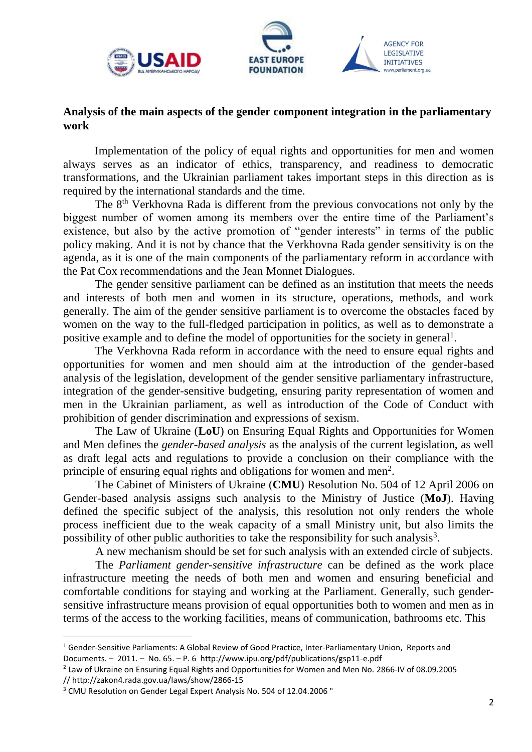**Analysis of the main aspects of the gender component integration in the parliamentary work**

Implementation of the policy of equal rights and opportunities for men and women always serves as an indicator of ethics, transparency, and readiness to democratic transformations, and the Ukrainian parliament takes important steps in this direction as is required by the international standards and the time.

The 8th Verkhovna Rada is different from the previous convocations not only by the biggest number of women among its members over the entire time of the Parliament's existence, but also by the active promotion of "gender interests" in terms of the public policy making. And it is not by chance that the Verkhovna Rada gender sensitivity is on the agenda, as it is one of the main components of the parliamentary reform in accordance with the Pat Cox recommendations and the Jean Monnet Dialogues.

The gender sensitive parliament can be defined as an institution that meets the needs and interests of both men and women in its structure, operations, methods, and work generally. The aim of the gender sensitive parliament is to overcome the obstacles faced by women on the way to the full-fledged participation in politics, as well as to demonstrate a positive example and to define the model of opportunities for the society in general[1].

The Verkhovna Rada reform in accordance with the need to ensure equal rights and opportunities for women and men should aim at the introduction of the gender-based analysis of the legislation, development of the gender sensitive parliamentary infrastructure, integration of the gender-sensitive budgeting, ensuring parity representation of women and men in the Ukrainian parliament, as well as introduction of the Code of Conduct with prohibition of gender discrimination and expressions of sexism.

The Law of Ukraine (**LoU**) on Ensuring Equal Rights and Opportunities for Women and Men defines the *gender-based analysis* as the analysis of the current legislation, as well as draft legal acts and regulations to provide a conclusion on their compliance with the principle of ensuring equal rights and obligations for women and men[2].

The Cabinet of Ministers of Ukraine (**CMU**) Resolution No. 504 of 12 April 2006 on Gender-based analysis assigns such analysis to the Ministry of Justice (**MoJ**). Having defined the specific subject of the analysis, this resolution not only renders the whole process inefficient due to the weak capacity of a small Ministry unit, but also limits the possibility of other public authorities to take the responsibility for such analysis[3].

A new mechanism should be set for such analysis with an extended circle of subjects.

The *Parliament gender-sensitive infrastructure* can be defined as the work place infrastructure meeting the needs of both men and women and ensuring beneficial and comfortable conditions for staying and working at the Parliament. Generally, such gender-sensitive infrastructure means provision of equal opportunities both to women and men as in terms of the access to the working facilities, means of communication, bathrooms etc. This

---

[1] Gender-Sensitive Parliaments: A Global Review of Good Practice, Inter-Parliamentary Union, Reports and Documents. – 2011. – No. 65. – P. 6 http://www.ipu.org/pdf/publications/gsp11-e.pdf

[2] Law of Ukraine on Ensuring Equal Rights and Opportunities for Women and Men No. 2866-IV of 08.09.2005 // http://zakon4.rada.gov.ua/laws/show/2866-15

[3] CMU Resolution on Gender Legal Expert Analysis No. 504 of 12.04.2006 "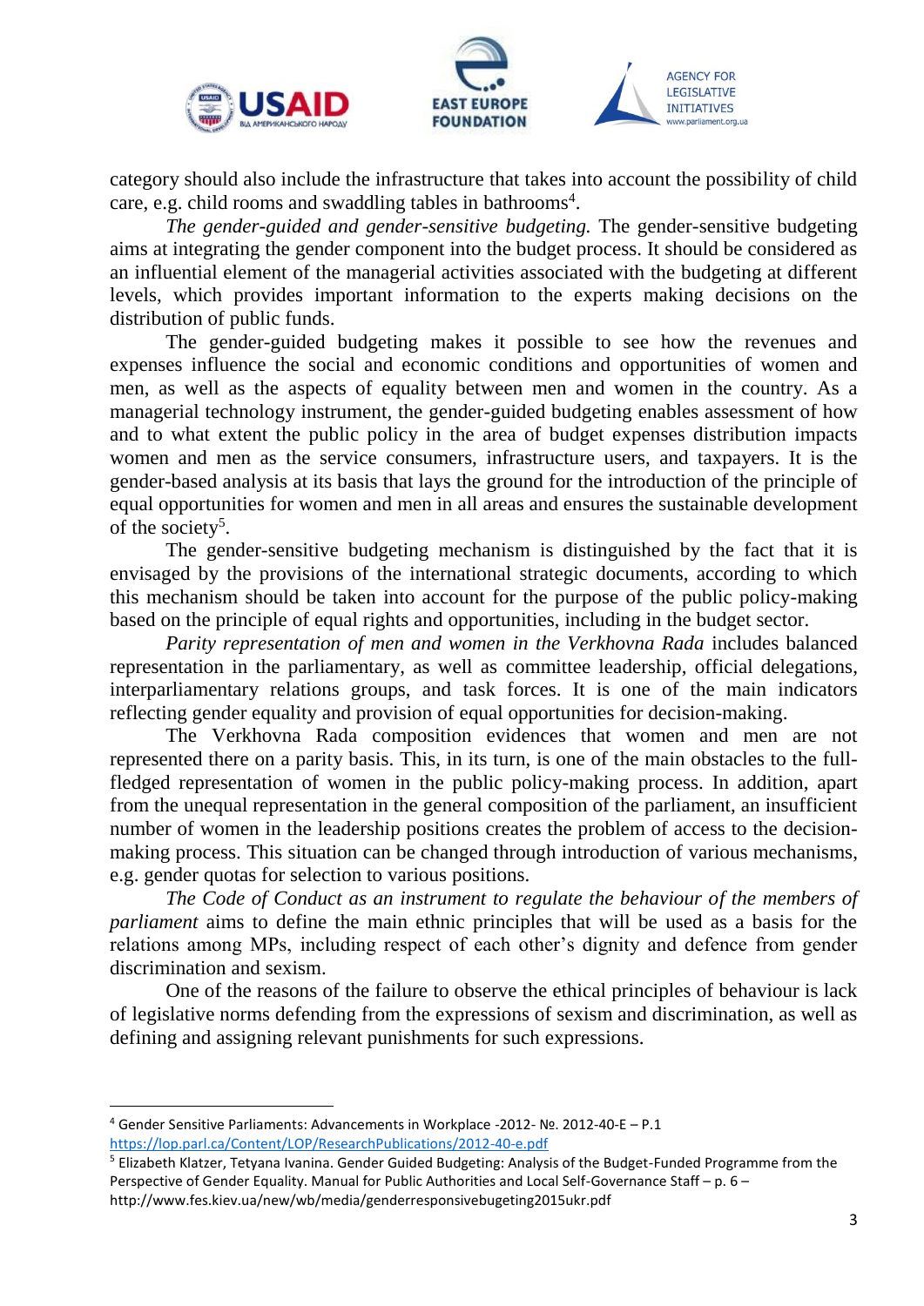category should also include the infrastructure that takes into account the possibility of child care, e.g. child rooms and swaddling tables in bathrooms[4].

*The gender-guided and gender-sensitive budgeting.* The gender-sensitive budgeting aims at integrating the gender component into the budget process. It should be considered as an influential element of the managerial activities associated with the budgeting at different levels, which provides important information to the experts making decisions on the distribution of public funds.

The gender-guided budgeting makes it possible to see how the revenues and expenses influence the social and economic conditions and opportunities of women and men, as well as the aspects of equality between men and women in the country. As a managerial technology instrument, the gender-guided budgeting enables assessment of how and to what extent the public policy in the area of budget expenses distribution impacts women and men as the service consumers, infrastructure users, and taxpayers. It is the gender-based analysis at its basis that lays the ground for the introduction of the principle of equal opportunities for women and men in all areas and ensures the sustainable development of the society[5].

The gender-sensitive budgeting mechanism is distinguished by the fact that it is envisaged by the provisions of the international strategic documents, according to which this mechanism should be taken into account for the purpose of the public policy-making based on the principle of equal rights and opportunities, including in the budget sector.

*Parity representation of men and women in the Verkhovna Rada* includes balanced representation in the parliamentary, as well as committee leadership, official delegations, interparliamentary relations groups, and task forces. It is one of the main indicators reflecting gender equality and provision of equal opportunities for decision-making.

The Verkhovna Rada composition evidences that women and men are not represented there on a parity basis. This, in its turn, is one of the main obstacles to the full-fledged representation of women in the public policy-making process. In addition, apart from the unequal representation in the general composition of the parliament, an insufficient number of women in the leadership positions creates the problem of access to the decision-making process. This situation can be changed through introduction of various mechanisms, e.g. gender quotas for selection to various positions.

*The Code of Conduct as an instrument to regulate the behaviour of the members of parliament* aims to define the main ethnic principles that will be used as a basis for the relations among MPs, including respect of each other's dignity and defence from gender discrimination and sexism.

One of the reasons of the failure to observe the ethical principles of behaviour is lack of legislative norms defending from the expressions of sexism and discrimination, as well as defining and assigning relevant punishments for such expressions.

---

[4] Gender Sensitive Parliaments: Advancements in Workplace -2012- №. 2012-40-E – P.1 https://lop.parl.ca/Content/LOP/ResearchPublications/2012-40-e.pdf

[5] Elizabeth Klatzer, Tetyana Ivanina. Gender Guided Budgeting: Analysis of the Budget-Funded Programme from the Perspective of Gender Equality. Manual for Public Authorities and Local Self-Governance Staff – p. 6 – http://www.fes.kiev.ua/new/wb/media/genderresponsivebugeting2015ukr.pdf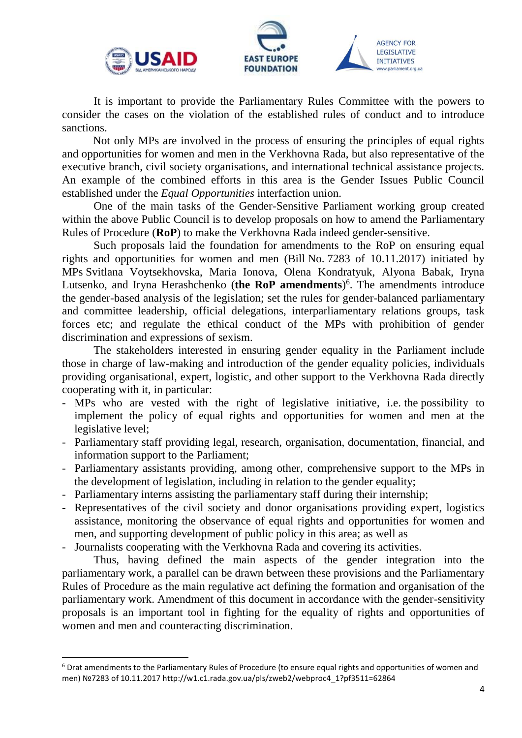It is important to provide the Parliamentary Rules Committee with the powers to consider the cases on the violation of the established rules of conduct and to introduce sanctions.

Not only MPs are involved in the process of ensuring the principles of equal rights and opportunities for women and men in the Verkhovna Rada, but also representative of the executive branch, civil society organisations, and international technical assistance projects. An example of the combined efforts in this area is the Gender Issues Public Council established under the *Equal Opportunities* interfaction union.

One of the main tasks of the Gender-Sensitive Parliament working group created within the above Public Council is to develop proposals on how to amend the Parliamentary Rules of Procedure (**RoP**) to make the Verkhovna Rada indeed gender-sensitive.

Such proposals laid the foundation for amendments to the RoP on ensuring equal rights and opportunities for women and men (Bill No. 7283 of 10.11.2017) initiated by MPs Svitlana Voytsekhovska, Maria Ionova, Olena Kondratyuk, Alyona Babak, Iryna Lutsenko, and Iryna Herashchenko (**the RoP amendments**)[6]. The amendments introduce the gender-based analysis of the legislation; set the rules for gender-balanced parliamentary and committee leadership, official delegations, interparliamentary relations groups, task forces etc; and regulate the ethical conduct of the MPs with prohibition of gender discrimination and expressions of sexism.

The stakeholders interested in ensuring gender equality in the Parliament include those in charge of law-making and introduction of the gender equality policies, individuals providing organisational, expert, logistic, and other support to the Verkhovna Rada directly cooperating with it, in particular:

- MPs who are vested with the right of legislative initiative, i.e. the possibility to implement the policy of equal rights and opportunities for women and men at the legislative level;
- Parliamentary staff providing legal, research, organisation, documentation, financial, and information support to the Parliament;
- Parliamentary assistants providing, among other, comprehensive support to the MPs in the development of legislation, including in relation to the gender equality;
- Parliamentary interns assisting the parliamentary staff during their internship;
- Representatives of the civil society and donor organisations providing expert, logistics assistance, monitoring the observance of equal rights and opportunities for women and men, and supporting development of public policy in this area; as well as
- Journalists cooperating with the Verkhovna Rada and covering its activities.

Thus, having defined the main aspects of the gender integration into the parliamentary work, a parallel can be drawn between these provisions and the Parliamentary Rules of Procedure as the main regulative act defining the formation and organisation of the parliamentary work. Amendment of this document in accordance with the gender-sensitivity proposals is an important tool in fighting for the equality of rights and opportunities of women and men and counteracting discrimination.

---

[6] Drat amendments to the Parliamentary Rules of Procedure (to ensure equal rights and opportunities of women and men) №7283 of 10.11.2017 http://w1.c1.rada.gov.ua/pls/zweb2/webproc4_1?pf3511=62864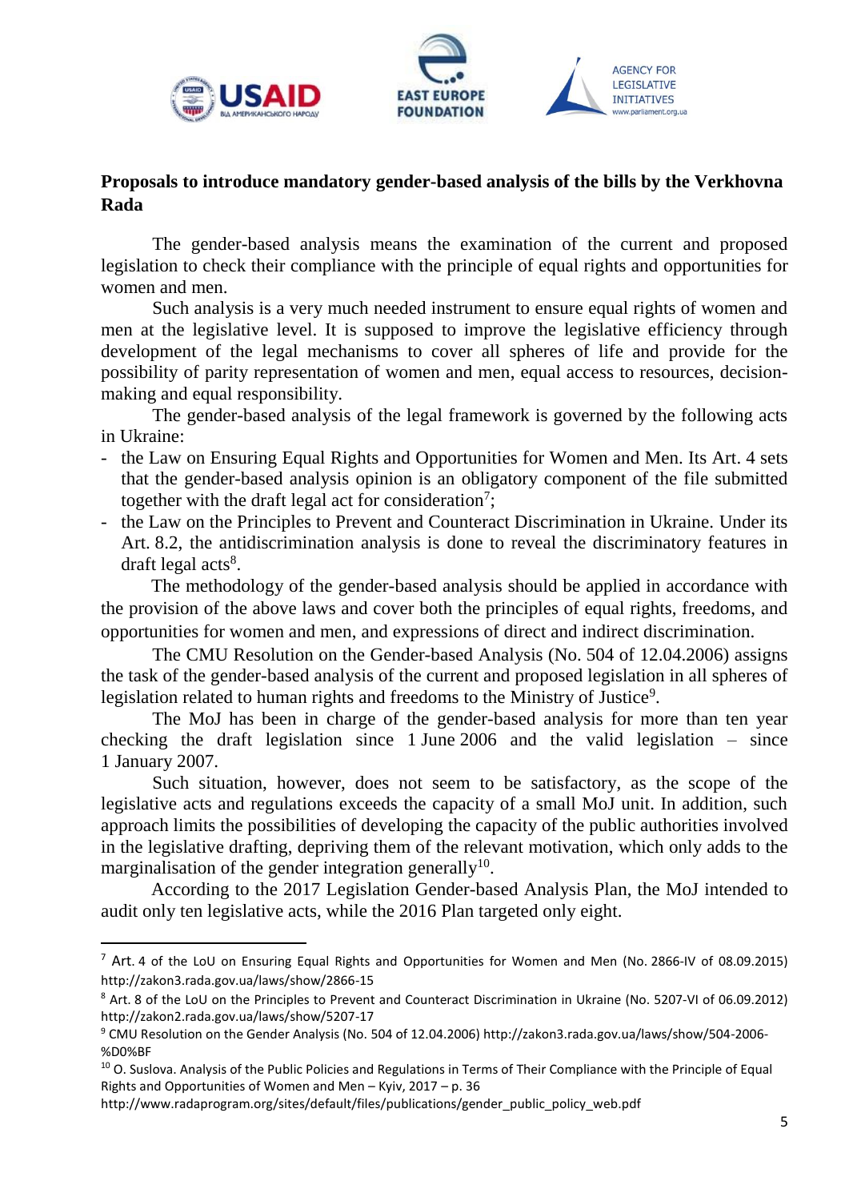**Proposals to introduce mandatory gender-based analysis of the bills by the Verkhovna Rada**

The gender-based analysis means the examination of the current and proposed legislation to check their compliance with the principle of equal rights and opportunities for women and men.

Such analysis is a very much needed instrument to ensure equal rights of women and men at the legislative level. It is supposed to improve the legislative efficiency through development of the legal mechanisms to cover all spheres of life and provide for the possibility of parity representation of women and men, equal access to resources, decision-making and equal responsibility.

The gender-based analysis of the legal framework is governed by the following acts in Ukraine:

- the Law on Ensuring Equal Rights and Opportunities for Women and Men. Its Art. 4 sets that the gender-based analysis opinion is an obligatory component of the file submitted together with the draft legal act for consideration[7];
- the Law on the Principles to Prevent and Counteract Discrimination in Ukraine. Under its Art. 8.2, the antidiscrimination analysis is done to reveal the discriminatory features in draft legal acts[8].

The methodology of the gender-based analysis should be applied in accordance with the provision of the above laws and cover both the principles of equal rights, freedoms, and opportunities for women and men, and expressions of direct and indirect discrimination.

The CMU Resolution on the Gender-based Analysis (No. 504 of 12.04.2006) assigns the task of the gender-based analysis of the current and proposed legislation in all spheres of legislation related to human rights and freedoms to the Ministry of Justice[9].

The MoJ has been in charge of the gender-based analysis for more than ten year checking the draft legislation since 1 June 2006 and the valid legislation – since 1 January 2007.

Such situation, however, does not seem to be satisfactory, as the scope of the legislative acts and regulations exceeds the capacity of a small MoJ unit. In addition, such approach limits the possibilities of developing the capacity of the public authorities involved in the legislative drafting, depriving them of the relevant motivation, which only adds to the marginalisation of the gender integration generally[10].

According to the 2017 Legislation Gender-based Analysis Plan, the MoJ intended to audit only ten legislative acts, while the 2016 Plan targeted only eight.

---

[7] Art. 4 of the LoU on Ensuring Equal Rights and Opportunities for Women and Men (No. 2866-IV of 08.09.2015) http://zakon3.rada.gov.ua/laws/show/2866-15

[8] Art. 8 of the LoU on the Principles to Prevent and Counteract Discrimination in Ukraine (No. 5207-VI of 06.09.2012) http://zakon2.rada.gov.ua/laws/show/5207-17

[9] CMU Resolution on the Gender Analysis (No. 504 of 12.04.2006) http://zakon3.rada.gov.ua/laws/show/504-2006-%D0%BF

[10] O. Suslova. Analysis of the Public Policies and Regulations in Terms of Their Compliance with the Principle of Equal Rights and Opportunities of Women and Men – Kyiv, 2017 – p. 36 http://www.radaprogram.org/sites/default/files/publications/gender_public_policy_web.pdf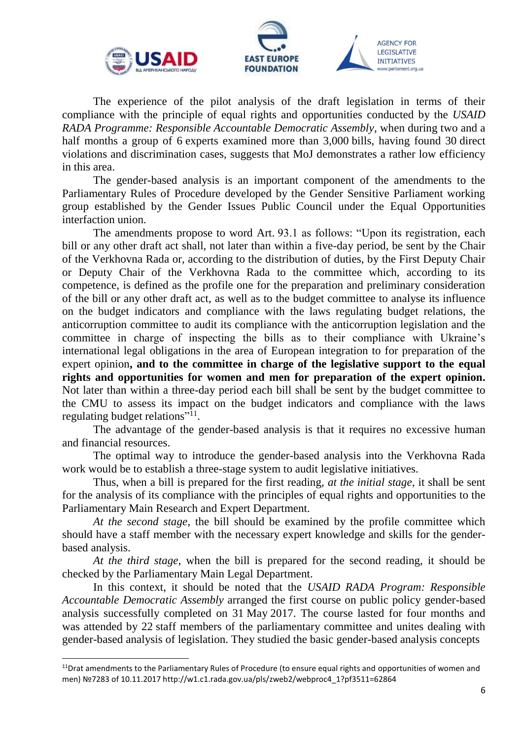The experience of the pilot analysis of the draft legislation in terms of their compliance with the principle of equal rights and opportunities conducted by the *USAID RADA Programme: Responsible Accountable Democratic Assembly*, when during two and a half months a group of 6 experts examined more than 3,000 bills, having found 30 direct violations and discrimination cases, suggests that MoJ demonstrates a rather low efficiency in this area.

The gender-based analysis is an important component of the amendments to the Parliamentary Rules of Procedure developed by the Gender Sensitive Parliament working group established by the Gender Issues Public Council under the Equal Opportunities interfaction union.

The amendments propose to word Art. 93.1 as follows: "Upon its registration, each bill or any other draft act shall, not later than within a five-day period, be sent by the Chair of the Verkhovna Rada or, according to the distribution of duties, by the First Deputy Chair or Deputy Chair of the Verkhovna Rada to the committee which, according to its competence, is defined as the profile one for the preparation and preliminary consideration of the bill or any other draft act, as well as to the budget committee to analyse its influence on the budget indicators and compliance with the laws regulating budget relations, the anticorruption committee to audit its compliance with the anticorruption legislation and the committee in charge of inspecting the bills as to their compliance with Ukraine's international legal obligations in the area of European integration to for preparation of the expert opinion**, and to the committee in charge of the legislative support to the equal rights and opportunities for women and men for preparation of the expert opinion.** Not later than within a three-day period each bill shall be sent by the budget committee to the CMU to assess its impact on the budget indicators and compliance with the laws regulating budget relations"[11].

The advantage of the gender-based analysis is that it requires no excessive human and financial resources.

The optimal way to introduce the gender-based analysis into the Verkhovna Rada work would be to establish a three-stage system to audit legislative initiatives.

Thus, when a bill is prepared for the first reading, *at the initial stage*, it shall be sent for the analysis of its compliance with the principles of equal rights and opportunities to the Parliamentary Main Research and Expert Department.

*At the second stage*, the bill should be examined by the profile committee which should have a staff member with the necessary expert knowledge and skills for the gender-based analysis.

*At the third stage*, when the bill is prepared for the second reading, it should be checked by the Parliamentary Main Legal Department.

In this context, it should be noted that the *USAID RADA Program: Responsible Accountable Democratic Assembly* arranged the first course on public policy gender-based analysis successfully completed on 31 May 2017. The course lasted for four months and was attended by 22 staff members of the parliamentary committee and unites dealing with gender-based analysis of legislation. They studied the basic gender-based analysis concepts

---

[11] Drat amendments to the Parliamentary Rules of Procedure (to ensure equal rights and opportunities of women and men) №7283 of 10.11.2017 http://w1.c1.rada.gov.ua/pls/zweb2/webproc4_1?pf3511=62864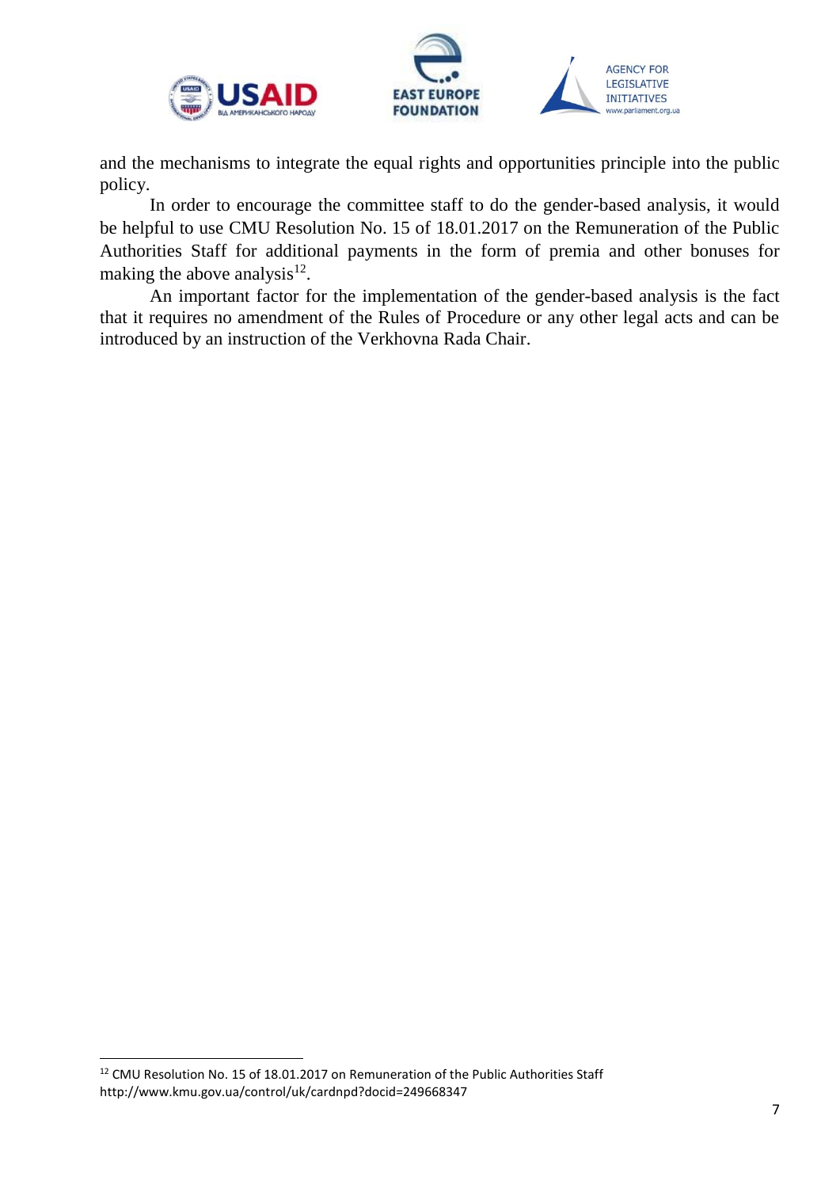and the mechanisms to integrate the equal rights and opportunities principle into the public policy.

In order to encourage the committee staff to do the gender-based analysis, it would be helpful to use CMU Resolution No. 15 of 18.01.2017 on the Remuneration of the Public Authorities Staff for additional payments in the form of premia and other bonuses for making the above analysis[12].

An important factor for the implementation of the gender-based analysis is the fact that it requires no amendment of the Rules of Procedure or any other legal acts and can be introduced by an instruction of the Verkhovna Rada Chair.

---

[12] CMU Resolution No. 15 of 18.01.2017 on Remuneration of the Public Authorities Staff http://www.kmu.gov.ua/control/uk/cardnpd?docid=249668347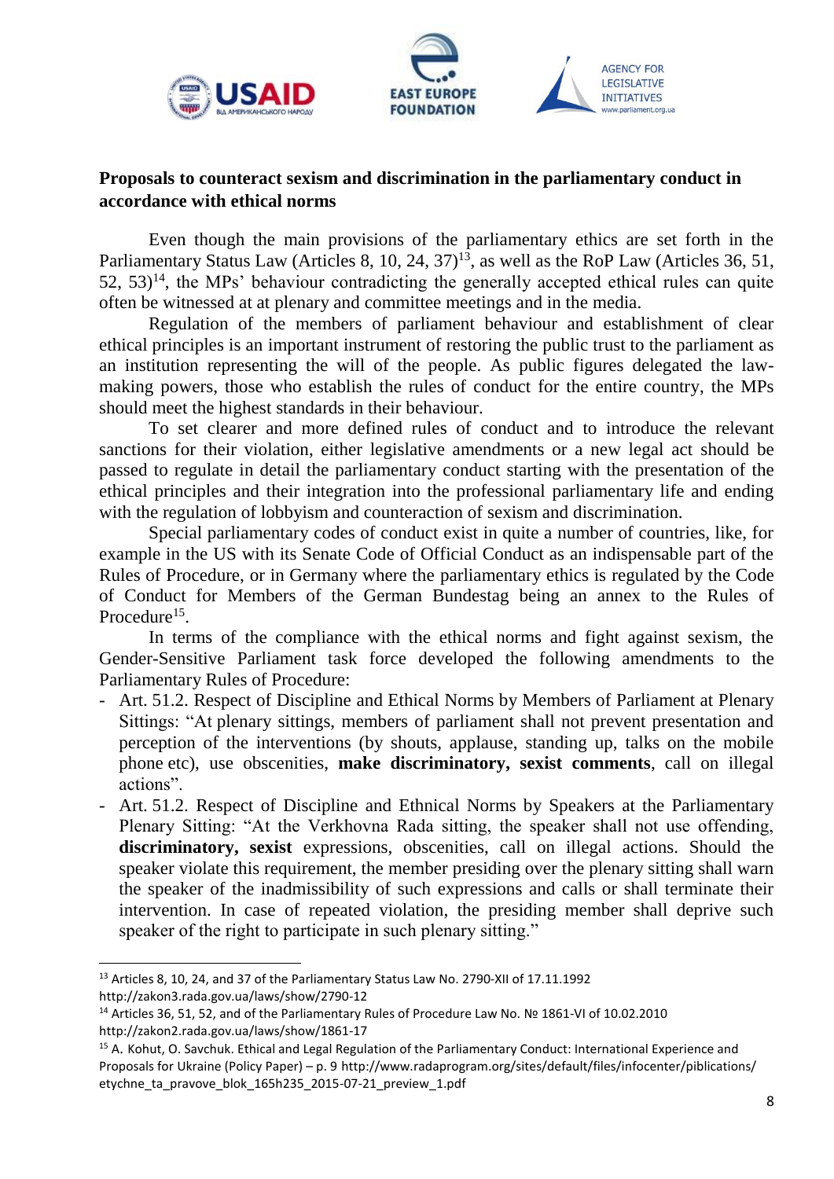**Proposals to counteract sexism and discrimination in the parliamentary conduct in accordance with ethical norms**

Even though the main provisions of the parliamentary ethics are set forth in the Parliamentary Status Law (Articles 8, 10, 24, 37)[13], as well as the RoP Law (Articles 36, 51, 52, 53)[14], the MPs' behaviour contradicting the generally accepted ethical rules can quite often be witnessed at at plenary and committee meetings and in the media.

Regulation of the members of parliament behaviour and establishment of clear ethical principles is an important instrument of restoring the public trust to the parliament as an institution representing the will of the people. As public figures delegated the law-making powers, those who establish the rules of conduct for the entire country, the MPs should meet the highest standards in their behaviour.

To set clearer and more defined rules of conduct and to introduce the relevant sanctions for their violation, either legislative amendments or a new legal act should be passed to regulate in detail the parliamentary conduct starting with the presentation of the ethical principles and their integration into the professional parliamentary life and ending with the regulation of lobbyism and counteraction of sexism and discrimination.

Special parliamentary codes of conduct exist in quite a number of countries, like, for example in the US with its Senate Code of Official Conduct as an indispensable part of the Rules of Procedure, or in Germany where the parliamentary ethics is regulated by the Code of Conduct for Members of the German Bundestag being an annex to the Rules of Procedure[15].

In terms of the compliance with the ethical norms and fight against sexism, the Gender-Sensitive Parliament task force developed the following amendments to the Parliamentary Rules of Procedure:

- Art. 51.2. Respect of Discipline and Ethical Norms by Members of Parliament at Plenary Sittings: "At plenary sittings, members of parliament shall not prevent presentation and perception of the interventions (by shouts, applause, standing up, talks on the mobile phone etc), use obscenities, **make discriminatory, sexist comments**, call on illegal actions".
- Art. 51.2. Respect of Discipline and Ethnical Norms by Speakers at the Parliamentary Plenary Sitting: "At the Verkhovna Rada sitting, the speaker shall not use offending, **discriminatory, sexist** expressions, obscenities, call on illegal actions. Should the speaker violate this requirement, the member presiding over the plenary sitting shall warn the speaker of the inadmissibility of such expressions and calls or shall terminate their intervention. In case of repeated violation, the presiding member shall deprive such speaker of the right to participate in such plenary sitting."

---

[13] Articles 8, 10, 24, and 37 of the Parliamentary Status Law No. 2790-XII of 17.11.1992 http://zakon3.rada.gov.ua/laws/show/2790-12

[14] Articles 36, 51, 52, and of the Parliamentary Rules of Procedure Law No. № 1861-VI of 10.02.2010 http://zakon2.rada.gov.ua/laws/show/1861-17

[15] A. Kohut, O. Savchuk. Ethical and Legal Regulation of the Parliamentary Conduct: International Experience and Proposals for Ukraine (Policy Paper) – p. 9 http://www.radaprogram.org/sites/default/files/infocenter/piblications/etychne_ta_pravove_blok_165h235_2015-07-21_preview_1.pdf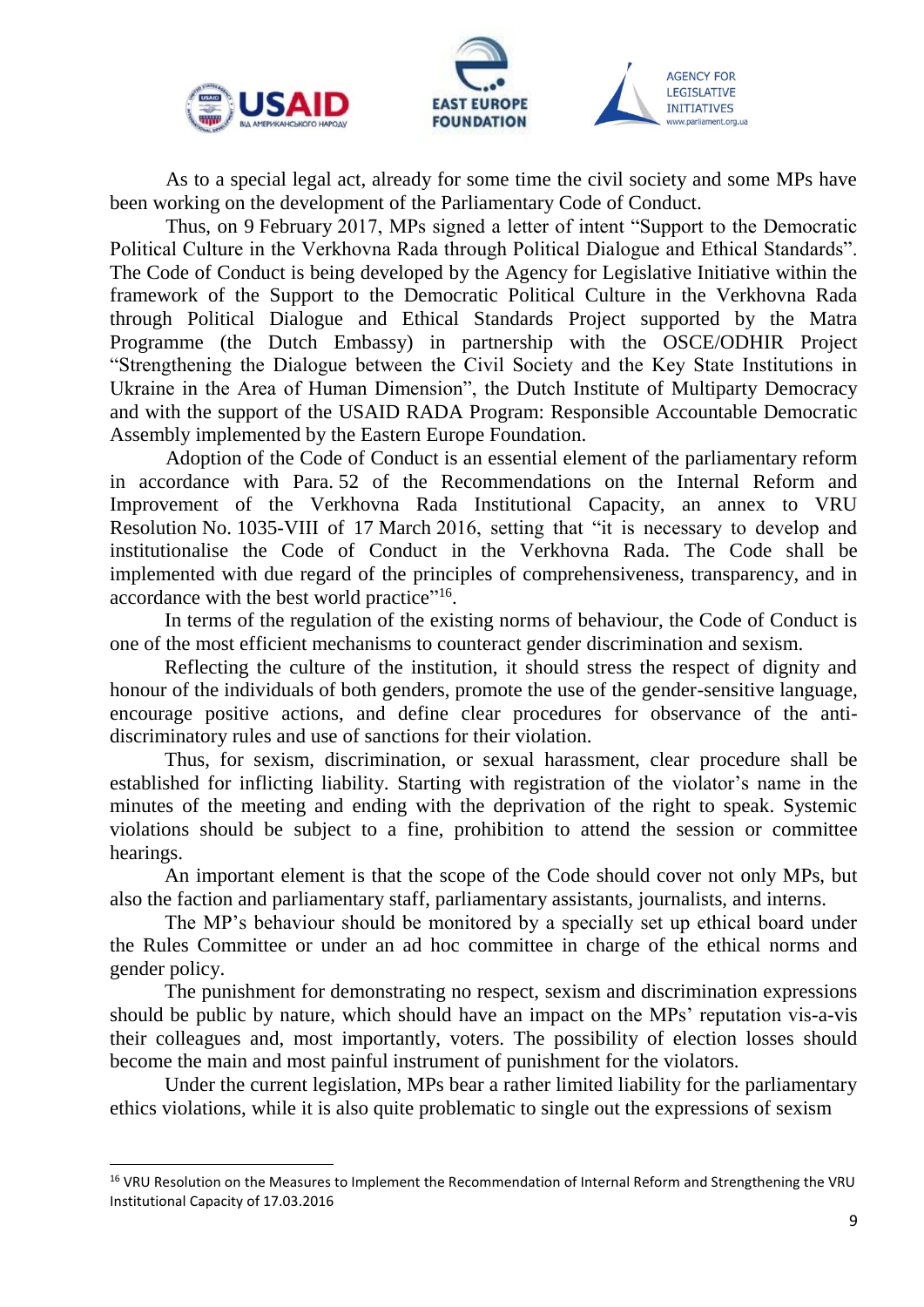As to a special legal act, already for some time the civil society and some MPs have been working on the development of the Parliamentary Code of Conduct.

Thus, on 9 February 2017, MPs signed a letter of intent "Support to the Democratic Political Culture in the Verkhovna Rada through Political Dialogue and Ethical Standards". The Code of Conduct is being developed by the Agency for Legislative Initiative within the framework of the Support to the Democratic Political Culture in the Verkhovna Rada through Political Dialogue and Ethical Standards Project supported by the Matra Programme (the Dutch Embassy) in partnership with the OSCE/ODHIR Project "Strengthening the Dialogue between the Civil Society and the Key State Institutions in Ukraine in the Area of Human Dimension", the Dutch Institute of Multiparty Democracy and with the support of the USAID RADA Program: Responsible Accountable Democratic Assembly implemented by the Eastern Europe Foundation.

Adoption of the Code of Conduct is an essential element of the parliamentary reform in accordance with Para. 52 of the Recommendations on the Internal Reform and Improvement of the Verkhovna Rada Institutional Capacity, an annex to VRU Resolution No. 1035-VIII of 17 March 2016, setting that "it is necessary to develop and institutionalise the Code of Conduct in the Verkhovna Rada. The Code shall be implemented with due regard of the principles of comprehensiveness, transparency, and in accordance with the best world practice"[16].

In terms of the regulation of the existing norms of behaviour, the Code of Conduct is one of the most efficient mechanisms to counteract gender discrimination and sexism.

Reflecting the culture of the institution, it should stress the respect of dignity and honour of the individuals of both genders, promote the use of the gender-sensitive language, encourage positive actions, and define clear procedures for observance of the anti-discriminatory rules and use of sanctions for their violation.

Thus, for sexism, discrimination, or sexual harassment, clear procedure shall be established for inflicting liability. Starting with registration of the violator's name in the minutes of the meeting and ending with the deprivation of the right to speak. Systemic violations should be subject to a fine, prohibition to attend the session or committee hearings.

An important element is that the scope of the Code should cover not only MPs, but also the faction and parliamentary staff, parliamentary assistants, journalists, and interns.

The MP's behaviour should be monitored by a specially set up ethical board under the Rules Committee or under an ad hoc committee in charge of the ethical norms and gender policy.

The punishment for demonstrating no respect, sexism and discrimination expressions should be public by nature, which should have an impact on the MPs' reputation vis-a-vis their colleagues and, most importantly, voters. The possibility of election losses should become the main and most painful instrument of punishment for the violators.

Under the current legislation, MPs bear a rather limited liability for the parliamentary ethics violations, while it is also quite problematic to single out the expressions of sexism

---

[16] VRU Resolution on the Measures to Implement the Recommendation of Internal Reform and Strengthening the VRU Institutional Capacity of 17.03.2016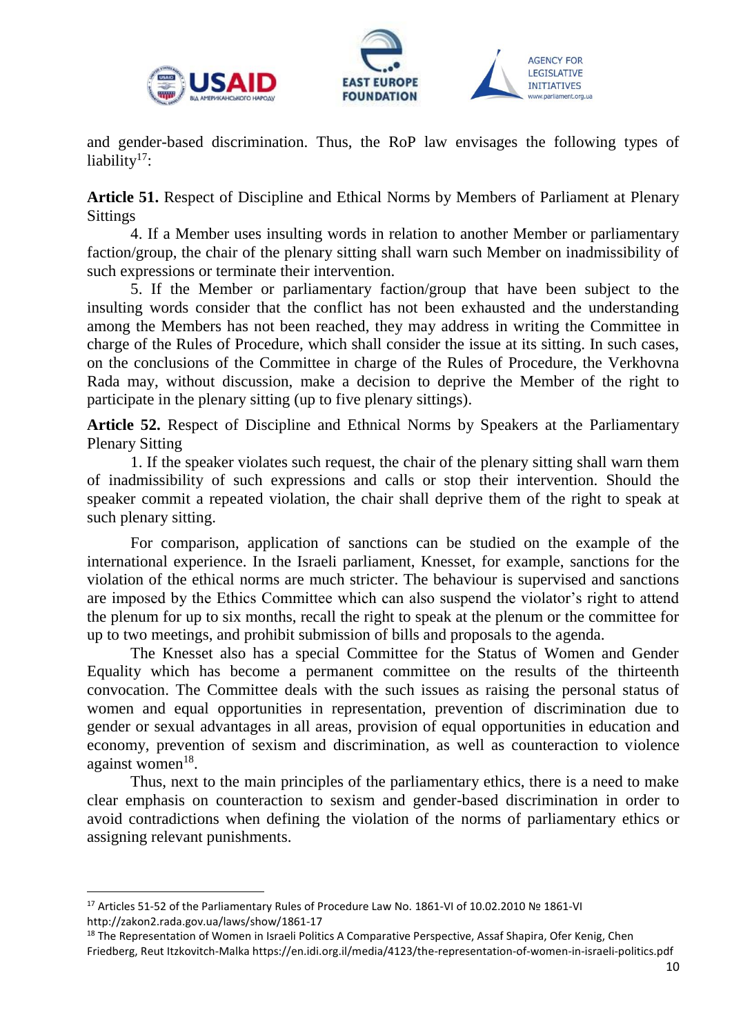and gender-based discrimination. Thus, the RoP law envisages the following types of liability[17]:

**Article 51.** Respect of Discipline and Ethical Norms by Members of Parliament at Plenary Sittings

4. If a Member uses insulting words in relation to another Member or parliamentary faction/group, the chair of the plenary sitting shall warn such Member on inadmissibility of such expressions or terminate their intervention.

5. If the Member or parliamentary faction/group that have been subject to the insulting words consider that the conflict has not been exhausted and the understanding among the Members has not been reached, they may address in writing the Committee in charge of the Rules of Procedure, which shall consider the issue at its sitting. In such cases, on the conclusions of the Committee in charge of the Rules of Procedure, the Verkhovna Rada may, without discussion, make a decision to deprive the Member of the right to participate in the plenary sitting (up to five plenary sittings).

**Article 52.** Respect of Discipline and Ethnical Norms by Speakers at the Parliamentary Plenary Sitting

1. If the speaker violates such request, the chair of the plenary sitting shall warn them of inadmissibility of such expressions and calls or stop their intervention. Should the speaker commit a repeated violation, the chair shall deprive them of the right to speak at such plenary sitting.

For comparison, application of sanctions can be studied on the example of the international experience. In the Israeli parliament, Knesset, for example, sanctions for the violation of the ethical norms are much stricter. The behaviour is supervised and sanctions are imposed by the Ethics Committee which can also suspend the violator's right to attend the plenum for up to six months, recall the right to speak at the plenum or the committee for up to two meetings, and prohibit submission of bills and proposals to the agenda.

The Knesset also has a special Committee for the Status of Women and Gender Equality which has become a permanent committee on the results of the thirteenth convocation. The Committee deals with the such issues as raising the personal status of women and equal opportunities in representation, prevention of discrimination due to gender or sexual advantages in all areas, provision of equal opportunities in education and economy, prevention of sexism and discrimination, as well as counteraction to violence against women[18].

Thus, next to the main principles of the parliamentary ethics, there is a need to make clear emphasis on counteraction to sexism and gender-based discrimination in order to avoid contradictions when defining the violation of the norms of parliamentary ethics or assigning relevant punishments.

---

[17] Articles 51-52 of the Parliamentary Rules of Procedure Law No. 1861-VI of 10.02.2010 № 1861-VI http://zakon2.rada.gov.ua/laws/show/1861-17

[18] The Representation of Women in Israeli Politics A Comparative Perspective, Assaf Shapira, Ofer Kenig, Chen Friedberg, Reut Itzkovitch-Malka https://en.idi.org.il/media/4123/the-representation-of-women-in-israeli-politics.pdf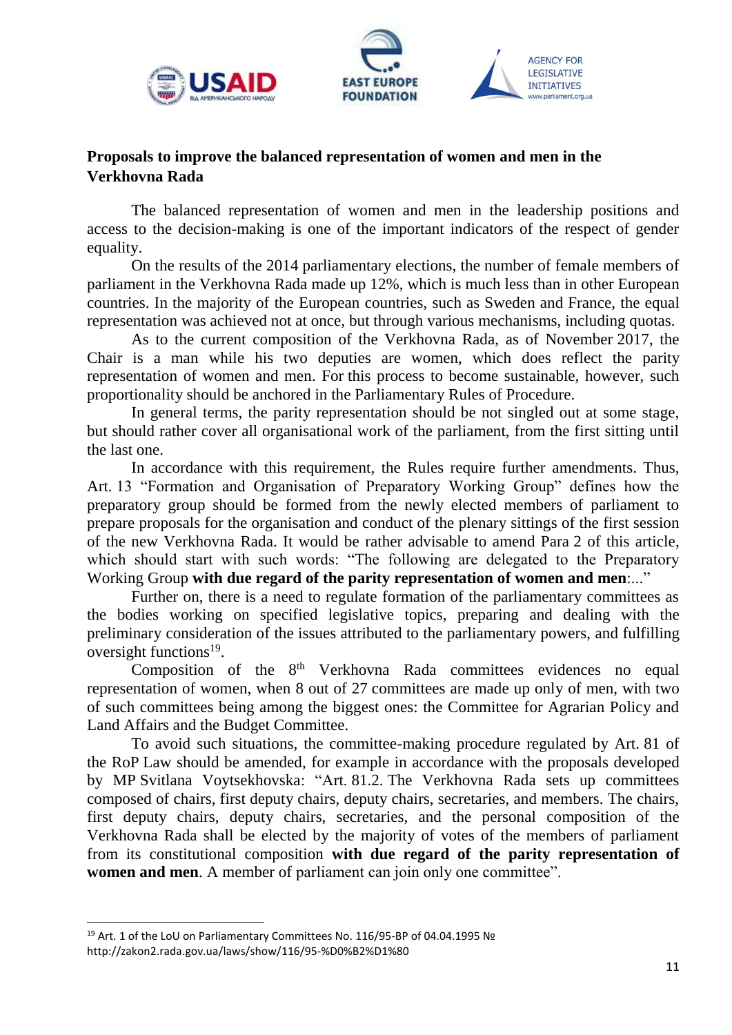**Proposals to improve the balanced representation of women and men in the Verkhovna Rada**

The balanced representation of women and men in the leadership positions and access to the decision-making is one of the important indicators of the respect of gender equality.

On the results of the 2014 parliamentary elections, the number of female members of parliament in the Verkhovna Rada made up 12%, which is much less than in other European countries. In the majority of the European countries, such as Sweden and France, the equal representation was achieved not at once, but through various mechanisms, including quotas.

As to the current composition of the Verkhovna Rada, as of November 2017, the Chair is a man while his two deputies are women, which does reflect the parity representation of women and men. For this process to become sustainable, however, such proportionality should be anchored in the Parliamentary Rules of Procedure.

In general terms, the parity representation should be not singled out at some stage, but should rather cover all organisational work of the parliament, from the first sitting until the last one.

In accordance with this requirement, the Rules require further amendments. Thus, Art. 13 "Formation and Organisation of Preparatory Working Group" defines how the preparatory group should be formed from the newly elected members of parliament to prepare proposals for the organisation and conduct of the plenary sittings of the first session of the new Verkhovna Rada. It would be rather advisable to amend Para 2 of this article, which should start with such words: "The following are delegated to the Preparatory Working Group **with due regard of the parity representation of women and men**:..."

Further on, there is a need to regulate formation of the parliamentary committees as the bodies working on specified legislative topics, preparing and dealing with the preliminary consideration of the issues attributed to the parliamentary powers, and fulfilling oversight functions[19].

Composition of the 8th Verkhovna Rada committees evidences no equal representation of women, when 8 out of 27 committees are made up only of men, with two of such committees being among the biggest ones: the Committee for Agrarian Policy and Land Affairs and the Budget Committee.

To avoid such situations, the committee-making procedure regulated by Art. 81 of the RoP Law should be amended, for example in accordance with the proposals developed by MP Svitlana Voytsekhovska: "Art. 81.2. The Verkhovna Rada sets up committees composed of chairs, first deputy chairs, deputy chairs, secretaries, and members. The chairs, first deputy chairs, deputy chairs, secretaries, and the personal composition of the Verkhovna Rada shall be elected by the majority of votes of the members of parliament from its constitutional composition **with due regard of the parity representation of women and men**. A member of parliament can join only one committee".

---

[19] Art. 1 of the LoU on Parliamentary Committees No. 116/95-ВР of 04.04.1995 № http://zakon2.rada.gov.ua/laws/show/116/95-%D0%B2%D1%80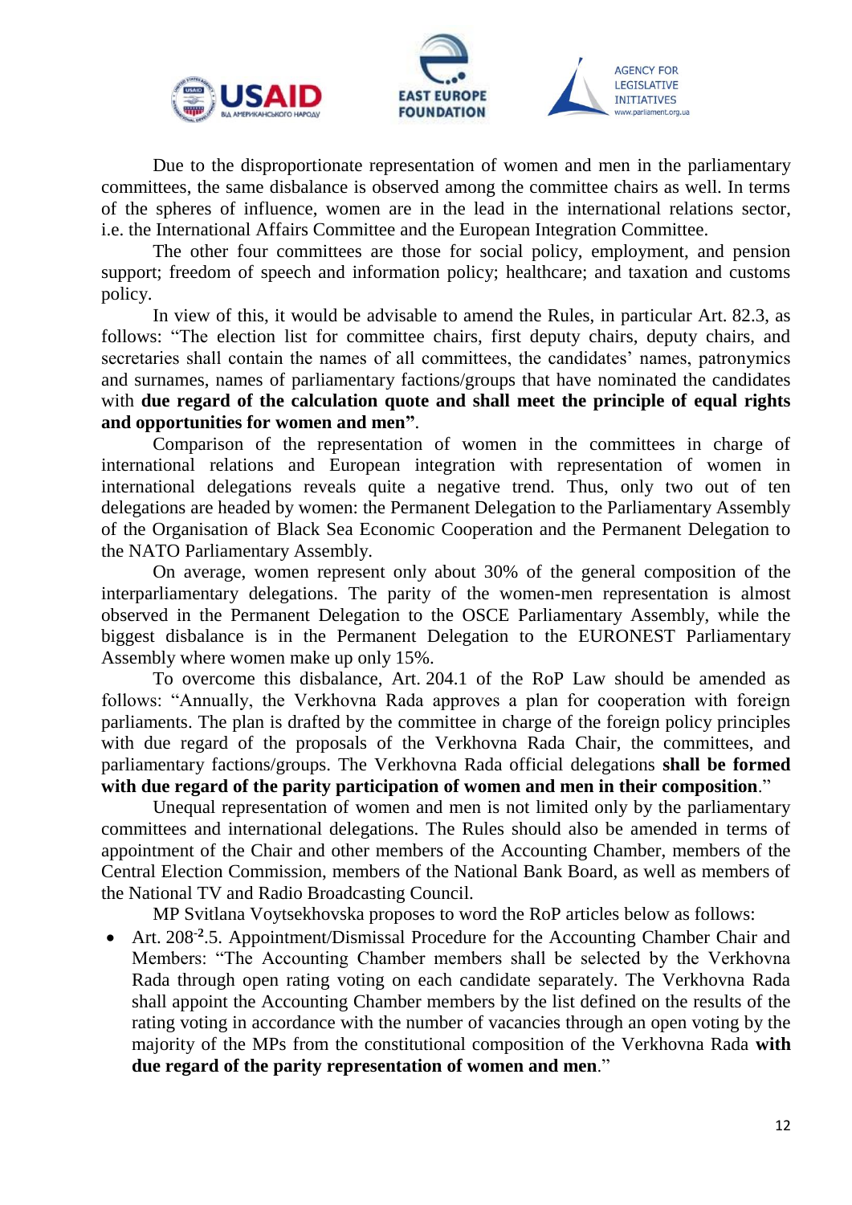Due to the disproportionate representation of women and men in the parliamentary committees, the same disbalance is observed among the committee chairs as well. In terms of the spheres of influence, women are in the lead in the international relations sector, i.e. the International Affairs Committee and the European Integration Committee.

The other four committees are those for social policy, employment, and pension support; freedom of speech and information policy; healthcare; and taxation and customs policy.

In view of this, it would be advisable to amend the Rules, in particular Art. 82.3, as follows: "The election list for committee chairs, first deputy chairs, deputy chairs, and secretaries shall contain the names of all committees, the candidates' names, patronymics and surnames, names of parliamentary factions/groups that have nominated the candidates with **due regard of the calculation quote and shall meet the principle of equal rights and opportunities for women and men"**.

Comparison of the representation of women in the committees in charge of international relations and European integration with representation of women in international delegations reveals quite a negative trend. Thus, only two out of ten delegations are headed by women: the Permanent Delegation to the Parliamentary Assembly of the Organisation of Black Sea Economic Cooperation and the Permanent Delegation to the NATO Parliamentary Assembly.

On average, women represent only about 30% of the general composition of the interparliamentary delegations. The parity of the women-men representation is almost observed in the Permanent Delegation to the OSCE Parliamentary Assembly, while the biggest disbalance is in the Permanent Delegation to the EURONEST Parliamentary Assembly where women make up only 15%.

To overcome this disbalance, Art. 204.1 of the RoP Law should be amended as follows: "Annually, the Verkhovna Rada approves a plan for cooperation with foreign parliaments. The plan is drafted by the committee in charge of the foreign policy principles with due regard of the proposals of the Verkhovna Rada Chair, the committees, and parliamentary factions/groups. The Verkhovna Rada official delegations **shall be formed with due regard of the parity participation of women and men in their composition**."

Unequal representation of women and men is not limited only by the parliamentary committees and international delegations. The Rules should also be amended in terms of appointment of the Chair and other members of the Accounting Chamber, members of the Central Election Commission, members of the National Bank Board, as well as members of the National TV and Radio Broadcasting Council.

MP Svitlana Voytsekhovska proposes to word the RoP articles below as follows:

- Art. 208-2.5. Appointment/Dismissal Procedure for the Accounting Chamber Chair and Members: "The Accounting Chamber members shall be selected by the Verkhovna Rada through open rating voting on each candidate separately. The Verkhovna Rada shall appoint the Accounting Chamber members by the list defined on the results of the rating voting in accordance with the number of vacancies through an open voting by the majority of the MPs from the constitutional composition of the Verkhovna Rada **with due regard of the parity representation of women and men**."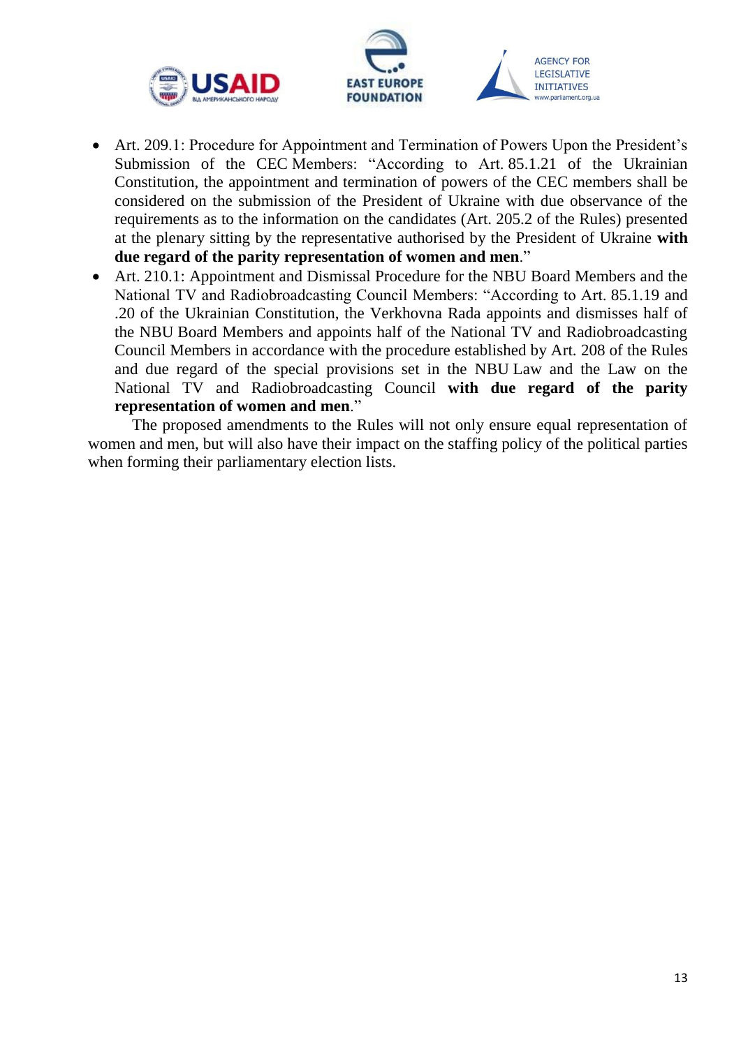- Art. 209.1: Procedure for Appointment and Termination of Powers Upon the President's Submission of the CEC Members: "According to Art. 85.1.21 of the Ukrainian Constitution, the appointment and termination of powers of the CEC members shall be considered on the submission of the President of Ukraine with due observance of the requirements as to the information on the candidates (Art. 205.2 of the Rules) presented at the plenary sitting by the representative authorised by the President of Ukraine **with due regard of the parity representation of women and men**."
- Art. 210.1: Appointment and Dismissal Procedure for the NBU Board Members and the National TV and Radiobroadcasting Council Members: "According to Art. 85.1.19 and .20 of the Ukrainian Constitution, the Verkhovna Rada appoints and dismisses half of the NBU Board Members and appoints half of the National TV and Radiobroadcasting Council Members in accordance with the procedure established by Art. 208 of the Rules and due regard of the special provisions set in the NBU Law and the Law on the National TV and Radiobroadcasting Council **with due regard of the parity representation of women and men**."

The proposed amendments to the Rules will not only ensure equal representation of women and men, but will also have their impact on the staffing policy of the political parties when forming their parliamentary election lists.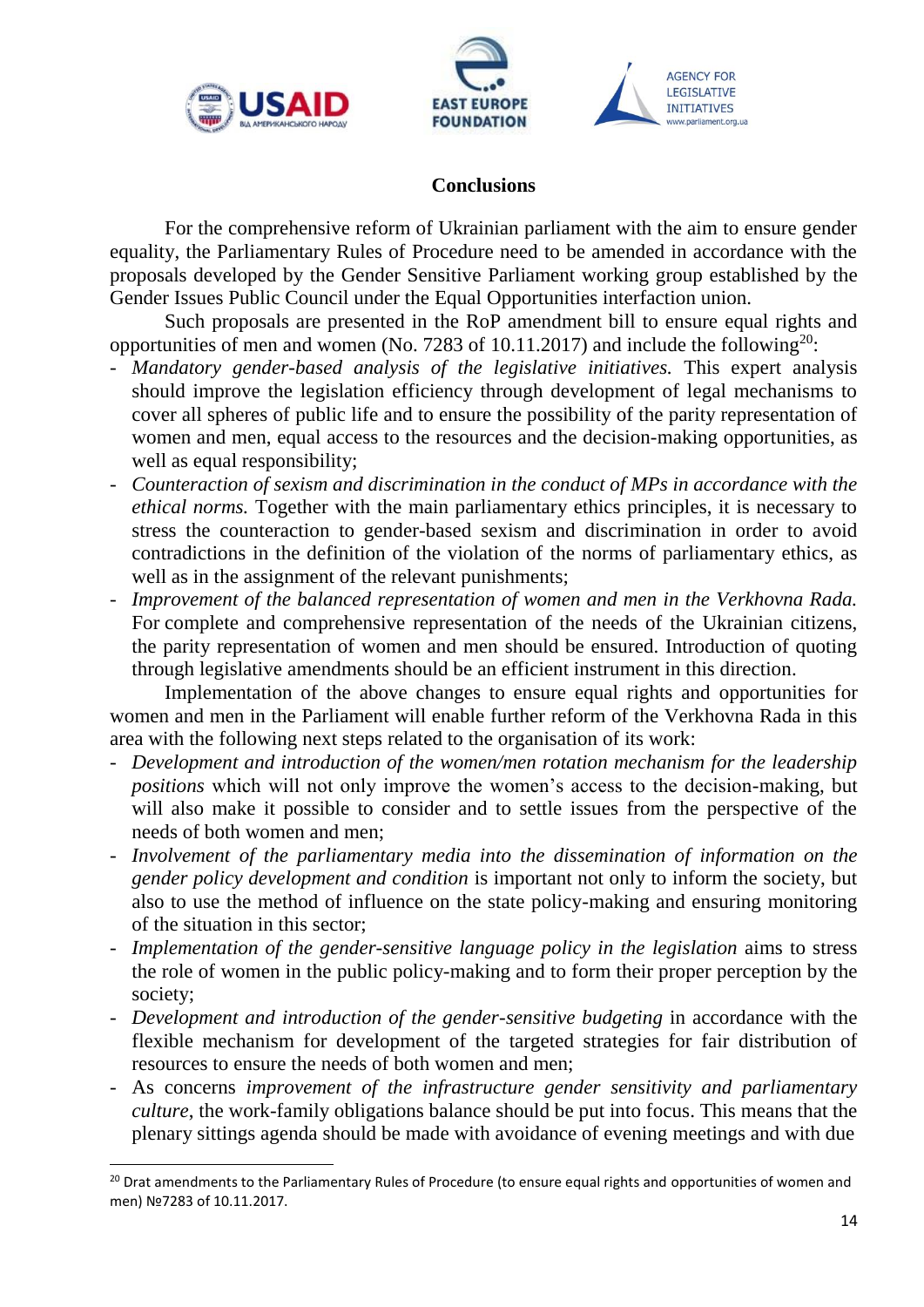## Conclusions

For the comprehensive reform of Ukrainian parliament with the aim to ensure gender equality, the Parliamentary Rules of Procedure need to be amended in accordance with the proposals developed by the Gender Sensitive Parliament working group established by the Gender Issues Public Council under the Equal Opportunities interfaction union.

Such proposals are presented in the RoP amendment bill to ensure equal rights and opportunities of men and women (No. 7283 of 10.11.2017) and include the following[20]:

- *Mandatory gender-based analysis of the legislative initiatives.* This expert analysis should improve the legislation efficiency through development of legal mechanisms to cover all spheres of public life and to ensure the possibility of the parity representation of women and men, equal access to the resources and the decision-making opportunities, as well as equal responsibility;
- *Counteraction of sexism and discrimination in the conduct of MPs in accordance with the ethical norms.* Together with the main parliamentary ethics principles, it is necessary to stress the counteraction to gender-based sexism and discrimination in order to avoid contradictions in the definition of the violation of the norms of parliamentary ethics, as well as in the assignment of the relevant punishments;
- *Improvement of the balanced representation of women and men in the Verkhovna Rada.* For complete and comprehensive representation of the needs of the Ukrainian citizens, the parity representation of women and men should be ensured. Introduction of quoting through legislative amendments should be an efficient instrument in this direction.

Implementation of the above changes to ensure equal rights and opportunities for women and men in the Parliament will enable further reform of the Verkhovna Rada in this area with the following next steps related to the organisation of its work:

- *Development and introduction of the women/men rotation mechanism for the leadership positions* which will not only improve the women's access to the decision-making, but will also make it possible to consider and to settle issues from the perspective of the needs of both women and men;
- *Involvement of the parliamentary media into the dissemination of information on the gender policy development and condition* is important not only to inform the society, but also to use the method of influence on the state policy-making and ensuring monitoring of the situation in this sector;
- *Implementation of the gender-sensitive language policy in the legislation* aims to stress the role of women in the public policy-making and to form their proper perception by the society;
- *Development and introduction of the gender-sensitive budgeting* in accordance with the flexible mechanism for development of the targeted strategies for fair distribution of resources to ensure the needs of both women and men;
- As concerns *improvement of the infrastructure gender sensitivity and parliamentary culture*, the work-family obligations balance should be put into focus. This means that the plenary sittings agenda should be made with avoidance of evening meetings and with due

---

[20] Drat amendments to the Parliamentary Rules of Procedure (to ensure equal rights and opportunities of women and men) №7283 of 10.11.2017.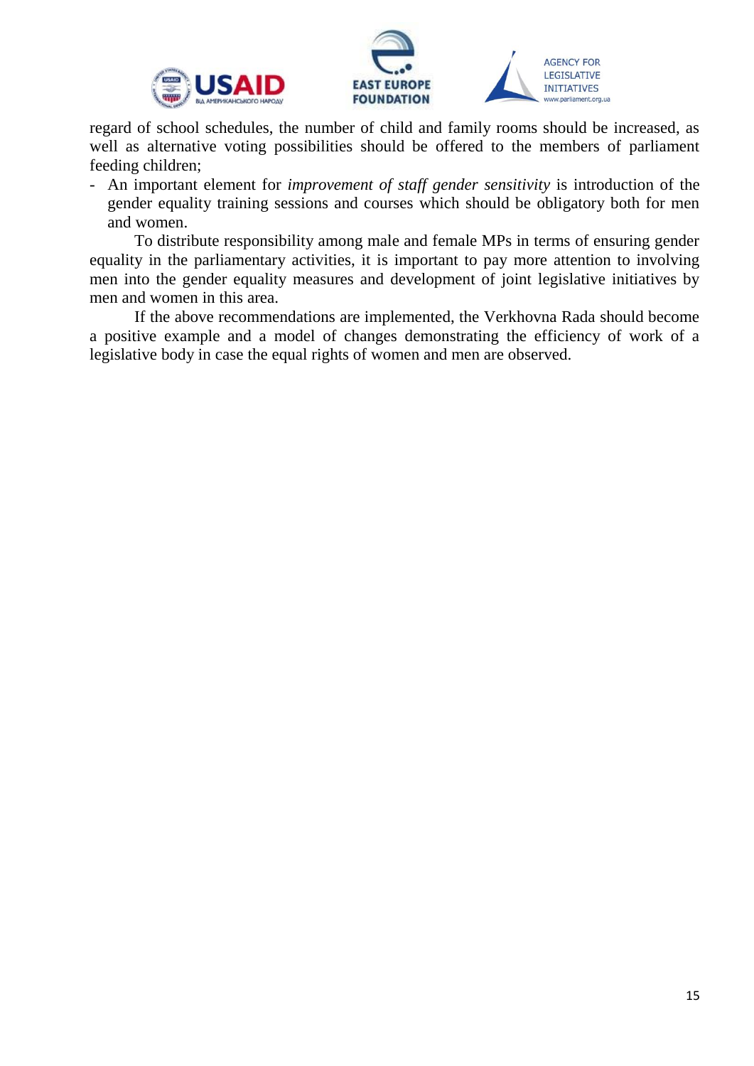regard of school schedules, the number of child and family rooms should be increased, as well as alternative voting possibilities should be offered to the members of parliament feeding children;

- An important element for *improvement of staff gender sensitivity* is introduction of the gender equality training sessions and courses which should be obligatory both for men and women.

To distribute responsibility among male and female MPs in terms of ensuring gender equality in the parliamentary activities, it is important to pay more attention to involving men into the gender equality measures and development of joint legislative initiatives by men and women in this area.

If the above recommendations are implemented, the Verkhovna Rada should become a positive example and a model of changes demonstrating the efficiency of work of a legislative body in case the equal rights of women and men are observed.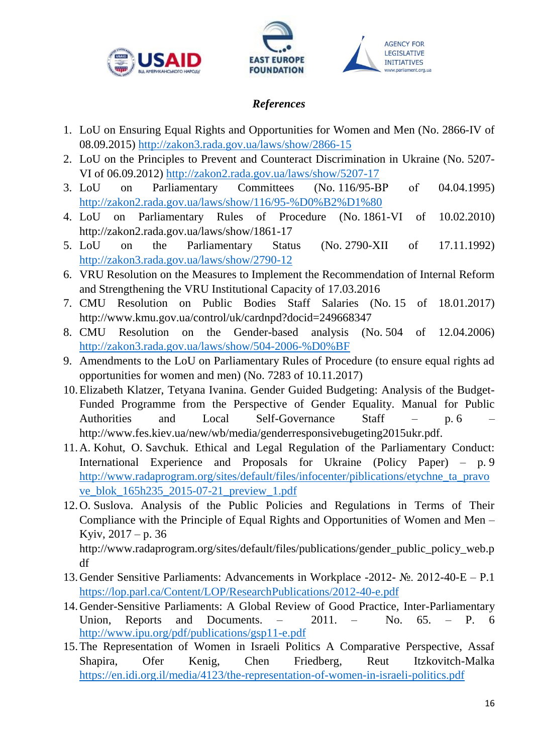*References*

1. LoU on Ensuring Equal Rights and Opportunities for Women and Men (No. 2866-IV of 08.09.2015) http://zakon3.rada.gov.ua/laws/show/2866-15
2. LoU on the Principles to Prevent and Counteract Discrimination in Ukraine (No. 5207-VI of 06.09.2012) http://zakon2.rada.gov.ua/laws/show/5207-17
3. LoU on Parliamentary Committees (No. 116/95-BP of 04.04.1995) http://zakon2.rada.gov.ua/laws/show/116/95-%D0%B2%D1%80
4. LoU on Parliamentary Rules of Procedure (No. 1861-VI of 10.02.2010) http://zakon2.rada.gov.ua/laws/show/1861-17
5. LoU on the Parliamentary Status (No. 2790-XII of 17.11.1992) http://zakon3.rada.gov.ua/laws/show/2790-12
6. VRU Resolution on the Measures to Implement the Recommendation of Internal Reform and Strengthening the VRU Institutional Capacity of 17.03.2016
7. CMU Resolution on Public Bodies Staff Salaries (No. 15 of 18.01.2017) http://www.kmu.gov.ua/control/uk/cardnpd?docid=249668347
8. CMU Resolution on the Gender-based analysis (No. 504 of 12.04.2006) http://zakon3.rada.gov.ua/laws/show/504-2006-%D0%BF
9. Amendments to the LoU on Parliamentary Rules of Procedure (to ensure equal rights ad opportunities for women and men) (No. 7283 of 10.11.2017)
10. Elizabeth Klatzer, Tetyana Ivanina. Gender Guided Budgeting: Analysis of the Budget-Funded Programme from the Perspective of Gender Equality. Manual for Public Authorities and Local Self-Governance Staff – p. 6 – http://www.fes.kiev.ua/new/wb/media/genderresponsivebugeting2015ukr.pdf.
11. A. Kohut, O. Savchuk. Ethical and Legal Regulation of the Parliamentary Conduct: International Experience and Proposals for Ukraine (Policy Paper) – p. 9 http://www.radaprogram.org/sites/default/files/infocenter/piblications/etychne_ta_pravove_blok_165h235_2015-07-21_preview_1.pdf
12. O. Suslova. Analysis of the Public Policies and Regulations in Terms of Their Compliance with the Principle of Equal Rights and Opportunities of Women and Men – Kyiv, 2017 – p. 36 http://www.radaprogram.org/sites/default/files/publications/gender_public_policy_web.pdf
13. Gender Sensitive Parliaments: Advancements in Workplace -2012- №. 2012-40-E – P.1 https://lop.parl.ca/Content/LOP/ResearchPublications/2012-40-e.pdf
14. Gender-Sensitive Parliaments: A Global Review of Good Practice, Inter-Parliamentary Union, Reports and Documents. – 2011. – No. 65. – P. 6 http://www.ipu.org/pdf/publications/gsp11-e.pdf
15. The Representation of Women in Israeli Politics A Comparative Perspective, Assaf Shapira, Ofer Kenig, Chen Friedberg, Reut Itzkovitch-Malka https://en.idi.org.il/media/4123/the-representation-of-women-in-israeli-politics.pdf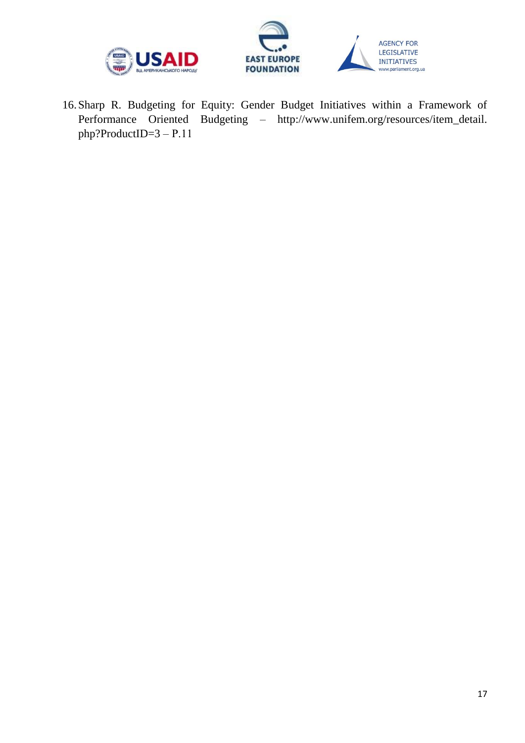16. Sharp R. Budgeting for Equity: Gender Budget Initiatives within a Framework of Performance Oriented Budgeting – http://www.unifem.org/resources/item_detail.php?ProductID=3 – P.11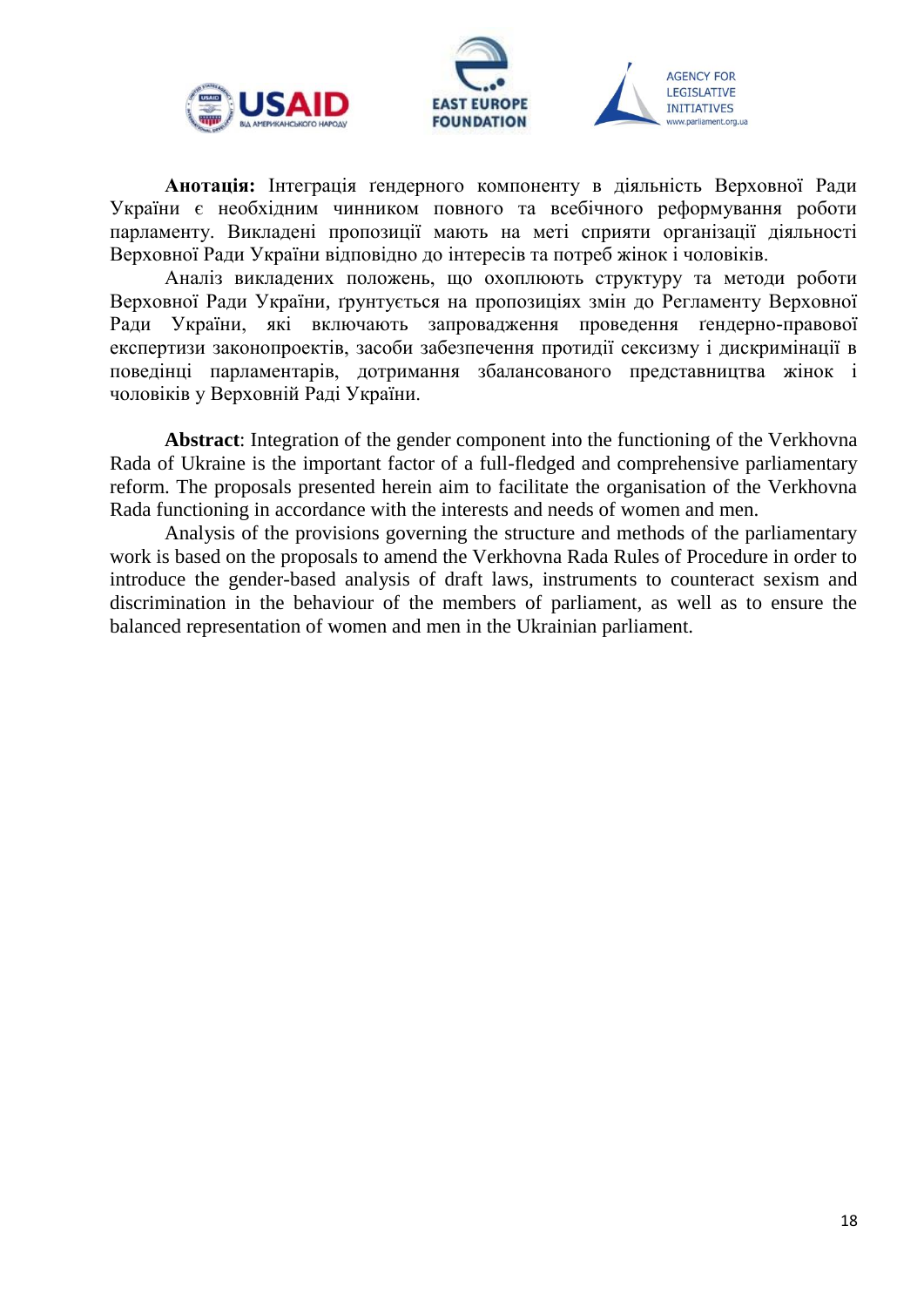**Анотація:** Інтеграція ґендерного компоненту в діяльність Верховної Ради України є необхідним чинником повного та всебічного реформування роботи парламенту. Викладені пропозиції мають на меті сприяти організації діяльності Верховної Ради України відповідно до інтересів та потреб жінок і чоловіків.

Аналіз викладених положень, що охоплюють структуру та методи роботи Верховної Ради України, ґрунтується на пропозиціях змін до Регламенту Верховної Ради України, які включають запровадження проведення ґендерно-правової експертизи законопроектів, засоби забезпечення протидії сексизму і дискримінації в поведінці парламентарів, дотримання збалансованого представництва жінок і чоловіків у Верховній Раді України.

**Abstract**: Integration of the gender component into the functioning of the Verkhovna Rada of Ukraine is the important factor of a full-fledged and comprehensive parliamentary reform. The proposals presented herein aim to facilitate the organisation of the Verkhovna Rada functioning in accordance with the interests and needs of women and men.

Analysis of the provisions governing the structure and methods of the parliamentary work is based on the proposals to amend the Verkhovna Rada Rules of Procedure in order to introduce the gender-based analysis of draft laws, instruments to counteract sexism and discrimination in the behaviour of the members of parliament, as well as to ensure the balanced representation of women and men in the Ukrainian parliament.